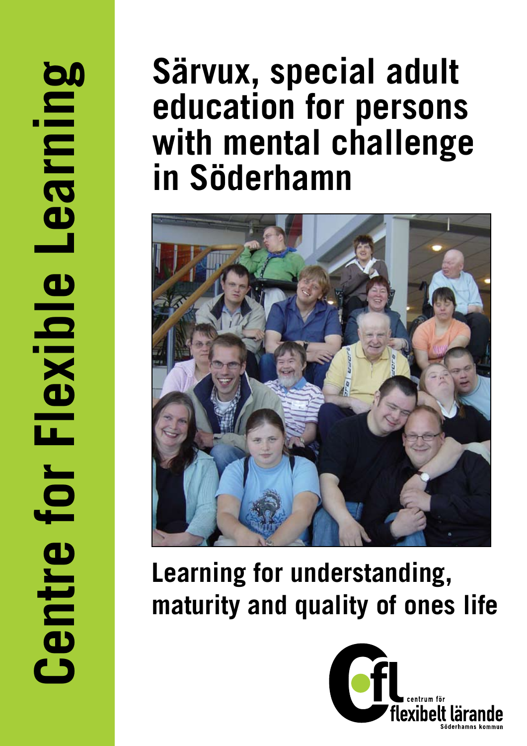Centre for Flexible Learning

# Särvux, special adult education for persons with mental challenge in Söderhamn

## Learning for understanding, maturity and quality of ones life

cfl centrum för flexibelt lärande Söderhamns kommun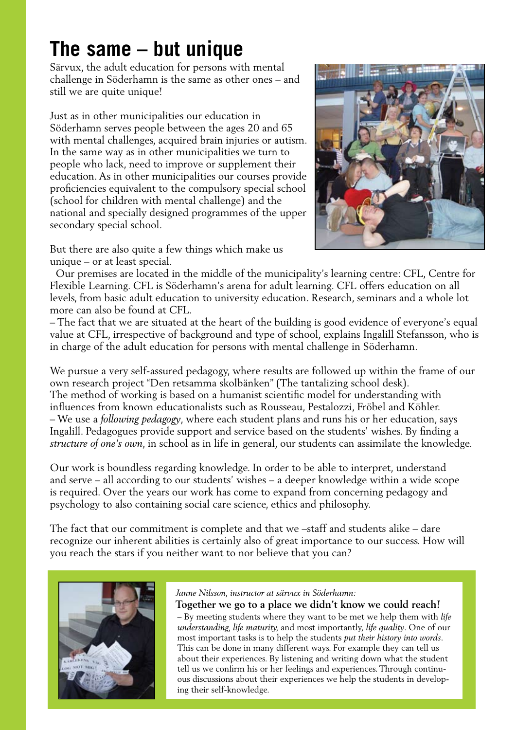# The same – but unique

Särvux, the adult education for persons with mental challenge in Söderhamn is the same as other ones – and still we are quite unique!

Just as in other municipalities our education in Söderhamn serves people between the ages 20 and 65 with mental challenges, acquired brain injuries or autism. In the same way as in other municipalities we turn to people who lack, need to improve or supplement their education. As in other municipalities our courses provide proficiencies equivalent to the compulsory special school (school for children with mental challenge) and the national and specially designed programmes of the upper secondary special school.

But there are also quite a few things which make us unique – or at least special.

Our premises are located in the middle of the municipality's learning centre: CFL, Centre for Flexible Learning. CFL is Söderhamn's arena for adult learning. CFL offers education on all levels, from basic adult education to university education. Research, seminars and a whole lot more can also be found at CFL.

– The fact that we are situated at the heart of the building is good evidence of everyone's equal value at CFL, irrespective of background and type of school, explains Ingalill Stefansson, who is in charge of the adult education for persons with mental challenge in Söderhamn.

We pursue a very self-assured pedagogy, where results are followed up within the frame of our own research project "Den retsamma skolbänken" (The tantalizing school desk).
The method of working is based on a humanist scientific model for understanding with influences from known educationalists such as Rousseau, Pestalozzi, Fröbel and Köhler.
– We use a *following pedagogy*, where each student plans and runs his or her education, says Ingalill. Pedagogues provide support and service based on the students' wishes. By finding a *structure of one's own*, in school as in life in general, our students can assimilate the knowledge.

Our work is boundless regarding knowledge. In order to be able to interpret, understand and serve – all according to our students' wishes – a deeper knowledge within a wide scope is required. Over the years our work has come to expand from concerning pedagogy and psychology to also containing social care science, ethics and philosophy.

The fact that our commitment is complete and that we –staff and students alike – dare recognize our inherent abilities is certainly also of great importance to our success. How will you reach the stars if you neither want to nor believe that you can?

*Janne Nilsson, instructor at särvux in Söderhamn:*

**Together we go to a place we didn't know we could reach!**

– By meeting students where they want to be met we help them with *life understanding*, *life maturity*, and most importantly, *life quality*. One of our most important tasks is to help the students *put their history into words*. This can be done in many different ways. For example they can tell us about their experiences. By listening and writing down what the student tell us we confirm his or her feelings and experiences. Through continuous discussions about their experiences we help the students in developing their self-knowledge.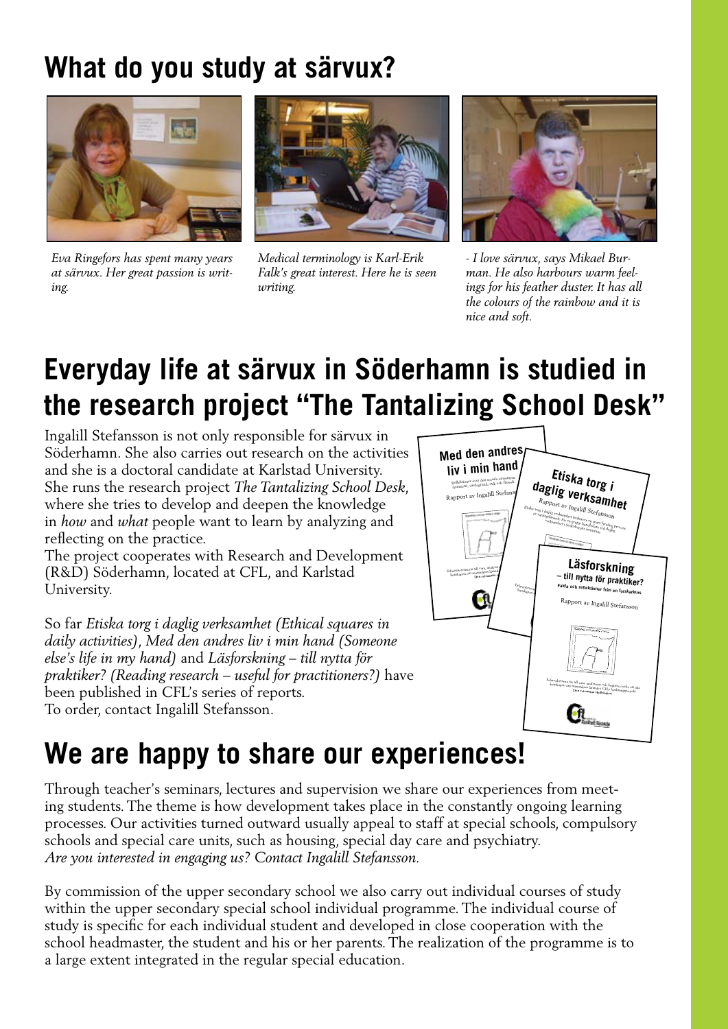# What do you study at särvux?

*Eva Ringefors has spent many years at särvux. Her great passion is writing.*

*Medical terminology is Karl-Erik Falk's great interest. Here he is seen writing.*

*- I love särvux, says Mikael Burman. He also harbours warm feelings for his feather duster. It has all the colours of the rainbow and it is nice and soft.*

# Everyday life at särvux in Söderhamn is studied in the research project "The Tantalizing School Desk"

Ingalill Stefansson is not only responsible for särvux in Söderhamn. She also carries out research on the activities and she is a doctoral candidate at Karlstad University. She runs the research project *The Tantalizing School Desk*, where she tries to develop and deepen the knowledge in *how* and *what* people want to learn by analyzing and reflecting on the practice.
The project cooperates with Research and Development (R&D) Söderhamn, located at CFL, and Karlstad University.

So far *Etiska torg i daglig verksamhet (Ethical squares in daily activities)*, *Med den andres liv i min hand (Someone else's life in my hand)* and *Läsforskning – till nytta för praktiker? (Reading research – useful for practitioners?)* have been published in CFL's series of reports.
To order, contact Ingalill Stefansson.

# We are happy to share our experiences!

Through teacher's seminars, lectures and supervision we share our experiences from meeting students. The theme is how development takes place in the constantly ongoing learning processes. Our activities turned outward usually appeal to staff at special schools, compulsory schools and special care units, such as housing, special day care and psychiatry.
*Are you interested in engaging us? Contact Ingalill Stefansson.*

By commission of the upper secondary school we also carry out individual courses of study within the upper secondary special school individual programme. The individual course of study is specific for each individual student and developed in close cooperation with the school headmaster, the student and his or her parents. The realization of the programme is to a large extent integrated in the regular special education.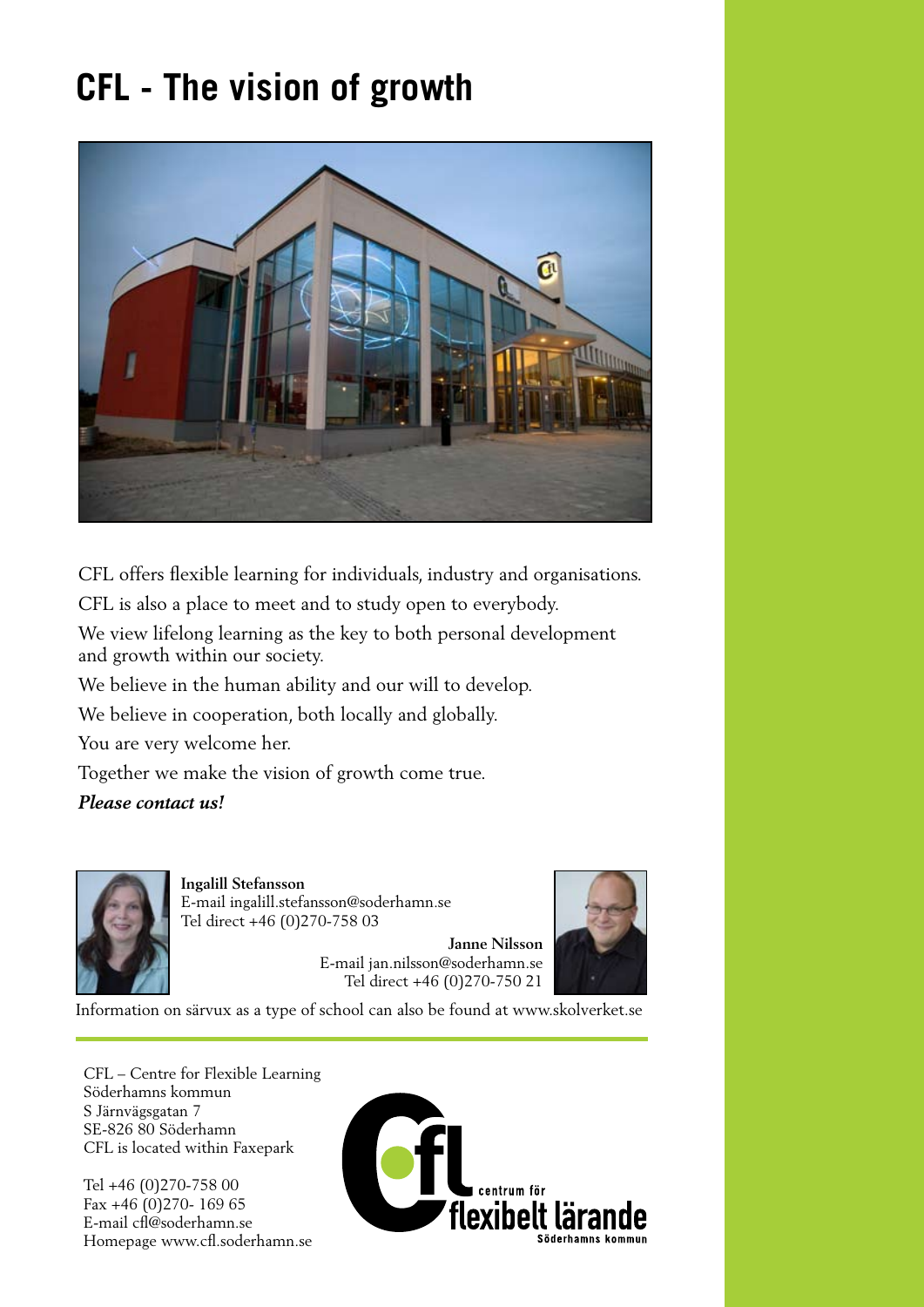# CFL - The vision of growth

CFL offers flexible learning for individuals, industry and organisations.

CFL is also a place to meet and to study open to everybody.

We view lifelong learning as the key to both personal development and growth within our society.

We believe in the human ability and our will to develop.

We believe in cooperation, both locally and globally.

You are very welcome her.

Together we make the vision of growth come true.

***Please contact us!***

**Ingalill Stefansson**
E-mail ingalill.stefansson@soderhamn.se
Tel direct +46 (0)270-758 03

**Janne Nilsson**
E-mail jan.nilsson@soderhamn.se
Tel direct +46 (0)270-750 21

Information on särvux as a type of school can also be found at www.skolverket.se

CFL – Centre for Flexible Learning
Söderhamns kommun
S Järnvägsgatan 7
SE-826 80 Söderhamn
CFL is located within Faxepark

Tel +46 (0)270-758 00
Fax +46 (0)270- 169 65
E-mail cfl@soderhamn.se
Homepage www.cfl.soderhamn.se

cfl centrum för flexibelt lärande Söderhamns kommun